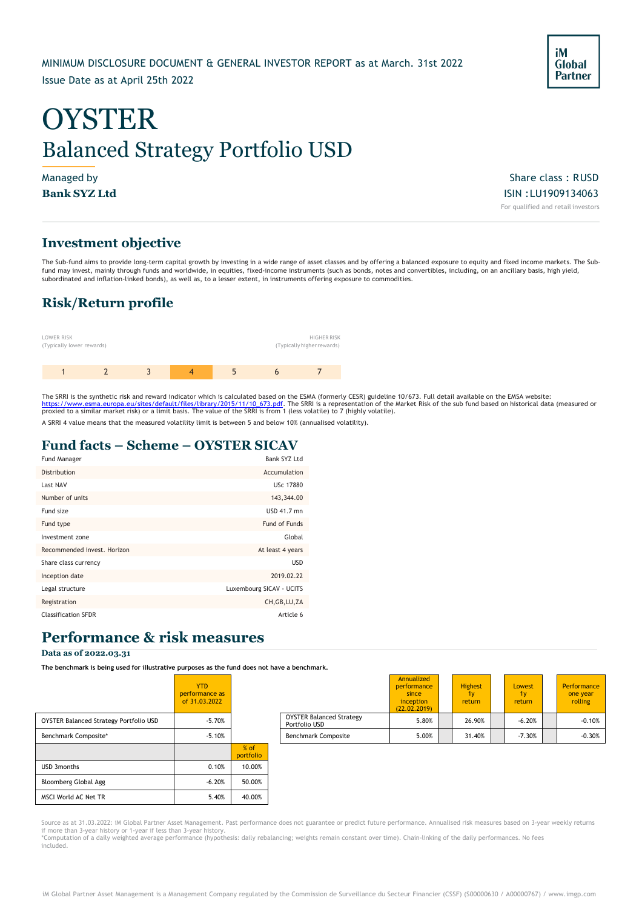MINIMUM DISCLOSURE DOCUMENT & GENERAL INVESTOR REPORT as at March. 31st 2022

Issue Date as at April 25th 2022

iM Global Partner

# OYSTER

## Balanced Strategy Portfolio USD

Managed by
**Bank SYZ Ltd**

Share class : RUSD
ISIN : LU1909134063
For qualified and retail investors

## Investment objective

The Sub-fund aims to provide long-term capital growth by investing in a wide range of asset classes and by offering a balanced exposure to equity and fixed income markets. The Sub-fund may invest, mainly through funds and worldwide, in equities, fixed-income instruments (such as bonds, notes and convertibles, including, on an ancillary basis, high yield, subordinated and inflation-linked bonds), as well as, to a lesser extent, in instruments offering exposure to commodities.

## Risk/Return profile

LOWER RISK (Typically lower rewards) — HIGHER RISK (Typically higher rewards)

| 1 | 2 | 3 | **4** | 5 | 6 | 7 |
|---|---|---|---|---|---|---|

The SRRI is the synthetic risk and reward indicator which is calculated based on the ESMA (formerly CESR) guideline 10/673. Full detail available on the EMSA website: https://www.esma.europa.eu/sites/default/files/library/2015/11/10_673.pdf. The SRRI is a representation of the Market Risk of the sub fund based on historical data (measured or proxied to a similar market risk) or a limit basis. The value of the SRRI is from 1 (less volatile) to 7 (highly volatile).

A SRRI 4 value means that the measured volatility limit is between 5 and below 10% (annualised volatility).

## Fund facts – Scheme – OYSTER SICAV

| | |
|---|---|
| Fund Manager | Bank SYZ Ltd |
| Distribution | Accumulation |
| Last NAV | USc 17880 |
| Number of units | 143,344.00 |
| Fund size | USD 41.7 mn |
| Fund type | Fund of Funds |
| Investment zone | Global |
| Recommended invest. Horizon | At least 4 years |
| Share class currency | USD |
| Inception date | 2019.02.22 |
| Legal structure | Luxembourg SICAV - UCITS |
| Registration | CH,GB,LU,ZA |
| Classification SFDR | Article 6 |

## Performance & risk measures

**Data as of 2022.03.31**

**The benchmark is being used for illustrative purposes as the fund does not have a benchmark.**

| | YTD performance as of 31.03.2022 | % of portfolio |
|---|---|---|
| OYSTER Balanced Strategy Portfolio USD | -5.70% | |
| Benchmark Composite* | -5.10% | |
| USD 3months | 0.10% | 10.00% |
| Bloomberg Global Agg | -6.20% | 50.00% |
| MSCI World AC Net TR | 5.40% | 40.00% |

| | Annualized performance since inception (22.02.2019) | Highest 1y return | Lowest 1y return | Performance one year rolling |
|---|---|---|---|---|
| OYSTER Balanced Strategy Portfolio USD | 5.80% | 26.90% | -6.20% | -0.10% |
| Benchmark Composite | 5.00% | 31.40% | -7.30% | -0.30% |

Source as at 31.03.2022: iM Global Partner Asset Management. Past performance does not guarantee or predict future performance. Annualised risk measures based on 3-year weekly returns if more than 3-year history or 1-year if less than 3-year history.
*Computation of a daily weighted average performance (hypothesis: daily rebalancing; weights remain constant over time). Chain-linking of the daily performances. No fees included.

iM Global Partner Asset Management is a Management Company regulated by the Commission de Surveillance du Secteur Financier (CSSF) (S00000630 / A00000767) / www.imgp.com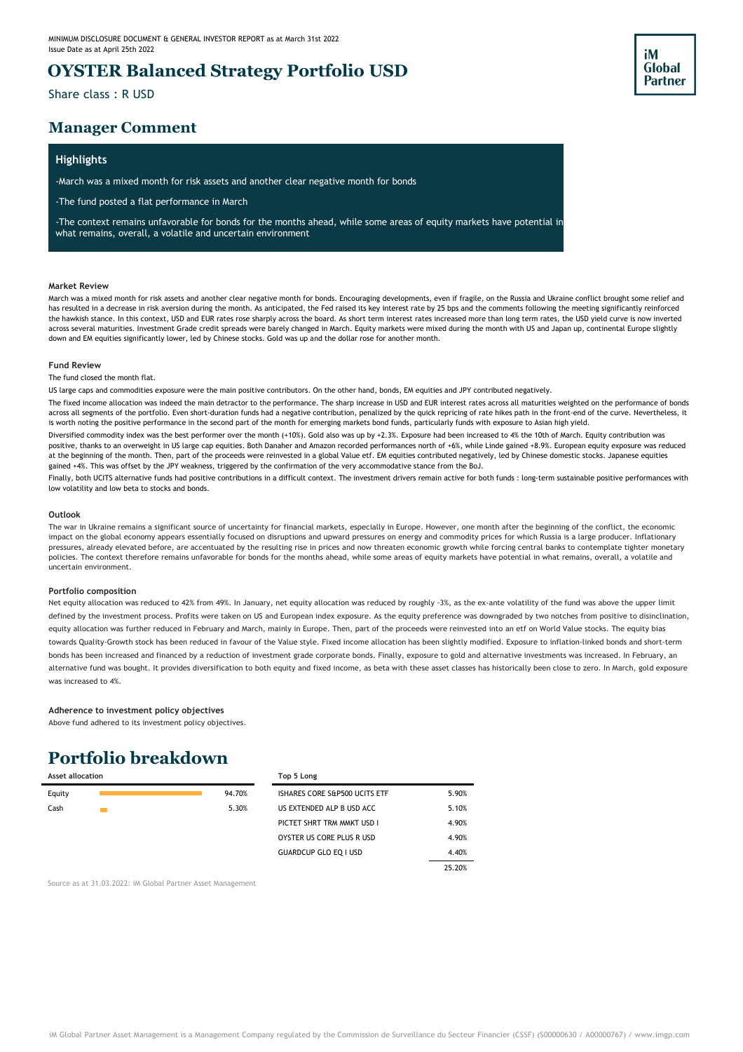MINIMUM DISCLOSURE DOCUMENT & GENERAL INVESTOR REPORT as at March 31st 2022
Issue Date as at April 25th 2022

# OYSTER Balanced Strategy Portfolio USD

Share class : R USD

## Manager Comment

### Highlights

-March was a mixed month for risk assets and another clear negative month for bonds

-The fund posted a flat performance in March

-The context remains unfavorable for bonds for the months ahead, while some areas of equity markets have potential in what remains, overall, a volatile and uncertain environment

#### Market Review

March was a mixed month for risk assets and another clear negative month for bonds. Encouraging developments, even if fragile, on the Russia and Ukraine conflict brought some relief and has resulted in a decrease in risk aversion during the month. As anticipated, the Fed raised its key interest rate by 25 bps and the comments following the meeting significantly reinforced the hawkish stance. In this context, USD and EUR rates rose sharply across the board. As short term interest rates increased more than long term rates, the USD yield curve is now inverted across several maturities. Investment Grade credit spreads were barely changed in March. Equity markets were mixed during the month with US and Japan up, continental Europe slightly down and EM equities significantly lower, led by Chinese stocks. Gold was up and the dollar rose for another month.

#### Fund Review

The fund closed the month flat.

US large caps and commodities exposure were the main positive contributors. On the other hand, bonds, EM equities and JPY contributed negatively.

The fixed income allocation was indeed the main detractor to the performance. The sharp increase in USD and EUR interest rates across all maturities weighted on the performance of bonds across all segments of the portfolio. Even short-duration funds had a negative contribution, penalized by the quick repricing of rate hikes path in the front-end of the curve. Nevertheless, it is worth noting the positive performance in the second part of the month for emerging markets bond funds, particularly funds with exposure to Asian high yield.

Diversified commodity index was the best performer over the month (+10%). Gold also was up by +2.3%. Exposure had been increased to 4% the 10th of March. Equity contribution was positive, thanks to an overweight in US large cap equities. Both Danaher and Amazon recorded performances north of +6%, while Linde gained +8.9%. European equity exposure was reduced at the beginning of the month. Then, part of the proceeds were reinvested in a global Value etf. EM equities contributed negatively, led by Chinese domestic stocks. Japanese equities gained +4%. This was offset by the JPY weakness, triggered by the confirmation of the very accommodative stance from the BoJ.

Finally, both UCITS alternative funds had positive contributions in a difficult context. The investment drivers remain active for both funds : long-term sustainable positive performances with low volatility and low beta to stocks and bonds.

#### Outlook

The war in Ukraine remains a significant source of uncertainty for financial markets, especially in Europe. However, one month after the beginning of the conflict, the economic impact on the global economy appears essentially focused on disruptions and upward pressures on energy and commodity prices for which Russia is a large producer. Inflationary pressures, already elevated before, are accentuated by the resulting rise in prices and now threaten economic growth while forcing central banks to contemplate tighter monetary policies. The context therefore remains unfavorable for bonds for the months ahead, while some areas of equity markets have potential in what remains, overall, a volatile and uncertain environment.

#### Portfolio composition

Net equity allocation was reduced to 42% from 49%. In January, net equity allocation was reduced by roughly -3%, as the ex-ante volatility of the fund was above the upper limit defined by the investment process. Profits were taken on US and European index exposure. As the equity preference was downgraded by two notches from positive to disinclination, equity allocation was further reduced in February and March, mainly in Europe. Then, part of the proceeds were reinvested into an etf on World Value stocks. The equity bias towards Quality-Growth stock has been reduced in favour of the Value style. Fixed income allocation has been slightly modified. Exposure to inflation-linked bonds and short-term bonds has been increased and financed by a reduction of investment grade corporate bonds. Finally, exposure to gold and alternative investments was increased. In February, an alternative fund was bought. It provides diversification to both equity and fixed income, as beta with these asset classes has historically been close to zero. In March, gold exposure was increased to 4%.

#### Adherence to investment policy objectives

Above fund adhered to its investment policy objectives.

# Portfolio breakdown

**Asset allocation**

| Asset | Weight |
|---|---|
| Equity | 94.70% |
| Cash | 5.30% |

**Top 5 Long**

| Holding | Weight |
|---|---|
| ISHARES CORE S&P500 UCITS ETF | 5.90% |
| US EXTENDED ALP B USD ACC | 5.10% |
| PICTET SHRT TRM MMKT USD I | 4.90% |
| OYSTER US CORE PLUS R USD | 4.90% |
| GUARDCUP GLO EQ I USD | 4.40% |
| | 25.20% |

Source as at 31.03.2022: iM Global Partner Asset Management

iM Global Partner Asset Management is a Management Company regulated by the Commission de Surveillance du Secteur Financier (CSSF) (S00000630 / A00000767) / www.imgp.com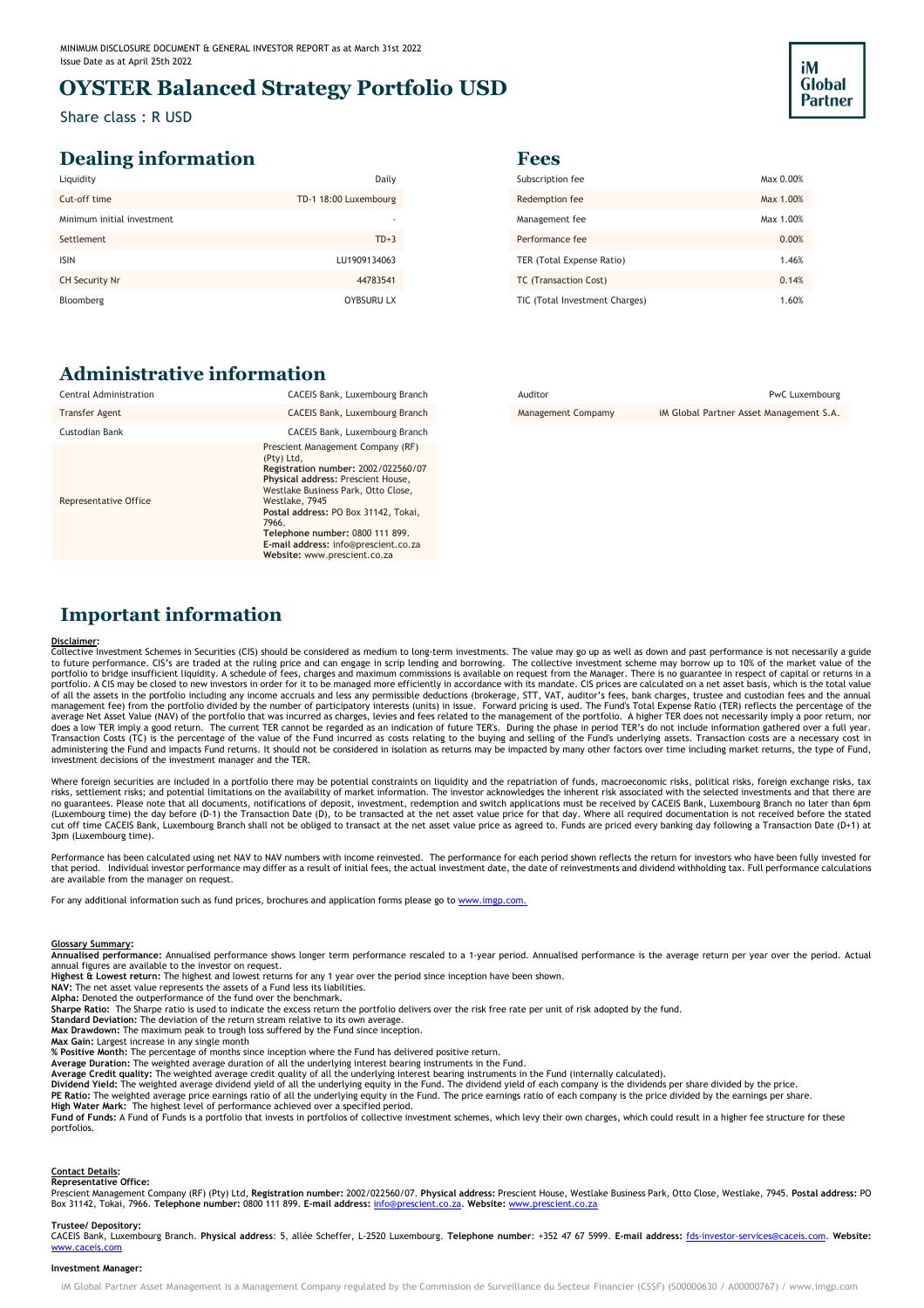MINIMUM DISCLOSURE DOCUMENT & GENERAL INVESTOR REPORT as at March 31st 2022
Issue Date as at April 25th 2022

# OYSTER Balanced Strategy Portfolio USD

Share class : R USD

## Dealing information

| | |
|---|---|
| Liquidity | Daily |
| Cut-off time | TD-1 18:00 Luxembourg |
| Minimum initial investment | - |
| Settlement | TD+3 |
| ISIN | LU1909134063 |
| CH Security Nr | 44783541 |
| Bloomberg | OYBSURU LX |

## Fees

| | |
|---|---|
| Subscription fee | Max 0.00% |
| Redemption fee | Max 1.00% |
| Management fee | Max 1.00% |
| Performance fee | 0.00% |
| TER (Total Expense Ratio) | 1.46% |
| TC (Transaction Cost) | 0.14% |
| TIC (Total Investment Charges) | 1.60% |

## Administrative information

| | |
|---|---|
| Central Administration | CACEIS Bank, Luxembourg Branch |
| Transfer Agent | CACEIS Bank, Luxembourg Branch |
| Custodian Bank | CACEIS Bank, Luxembourg Branch |
| Representative Office | Prescient Management Company (RF) (Pty) Ltd, **Registration number:** 2002/022560/07 **Physical address:** Prescient House, Westlake Business Park, Otto Close, Westlake, 7945 **Postal address:** PO Box 31142, Tokai, 7966. **Telephone number:** 0800 111 899. **E-mail address:** info@prescient.co.za **Website:** www.prescient.co.za |

| | |
|---|---|
| Auditor | PwC Luxembourg |
| Management Compamy | iM Global Partner Asset Management S.A. |

## Important information

**Disclaimer:**

Collective Investment Schemes in Securities (CIS) should be considered as medium to long-term investments. The value may go up as well as down and past performance is not necessarily a guide to future performance. CIS's are traded at the ruling price and can engage in scrip lending and borrowing. The collective investment scheme may borrow up to 10% of the market value of the portfolio to bridge insufficient liquidity. A schedule of fees, charges and maximum commissions is available on request from the Manager. There is no guarantee in respect of capital or returns in a portfolio. A CIS may be closed to new investors in order for it to be managed more efficiently in accordance with its mandate. CIS prices are calculated on a net asset basis, which is the total value of all the assets in the portfolio including any income accruals and less any permissible deductions (brokerage, STT, VAT, auditor's fees, bank charges, trustee and custodian fees and the annual management fee) from the portfolio divided by the number of participatory interests (units) in issue. Forward pricing is used. The Fund's Total Expense Ratio (TER) reflects the percentage of the average Net Asset Value (NAV) of the portfolio that was incurred as charges, levies and fees related to the management of the portfolio. A higher TER does not necessarily imply a poor return, nor does a low TER imply a good return. The current TER cannot be regarded as an indication of future TER's. During the phase in period TER's do not include information gathered over a full year. Transaction Costs (TC) is the percentage of the value of the Fund incurred as costs relating to the buying and selling of the Fund's underlying assets. Transaction costs are a necessary cost in administering the Fund and impacts Fund returns. It should not be considered in isolation as returns may be impacted by many other factors over time including market returns, the type of Fund, investment decisions of the investment manager and the TER.

Where foreign securities are included in a portfolio there may be potential constraints on liquidity and the repatriation of funds, macroeconomic risks, political risks, foreign exchange risks, tax risks, settlement risks; and potential limitations on the availability of market information. The investor acknowledges the inherent risk associated with the selected investments and that there are no guarantees. Please note that all documents, notifications of deposit, investment, redemption and switch applications must be received by CACEIS Bank, Luxembourg Branch no later than 6pm (Luxembourg time) the day before (D-1) the Transaction Date (D), to be transacted at the net asset value price for that day. Where all required documentation is not received before the stated cut off time CACEIS Bank, Luxembourg Branch shall not be obliged to transact at the net asset value price as agreed to. Funds are priced every banking day following a Transaction Date (D+1) at 3pm (Luxembourg time).

Performance has been calculated using net NAV to NAV numbers with income reinvested. The performance for each period shown reflects the return for investors who have been fully invested for that period. Individual investor performance may differ as a result of initial fees, the actual investment date, the date of reinvestments and dividend withholding tax. Full performance calculations are available from the manager on request.

For any additional information such as fund prices, brochures and application forms please go to www.imgp.com.

**Glossary Summary:**

**Annualised performance:** Annualised performance shows longer term performance rescaled to a 1-year period. Annualised performance is the average return per year over the period. Actual annual figures are available to the investor on request.
**Highest & Lowest return:** The highest and lowest returns for any 1 year over the period since inception have been shown.
**NAV:** The net asset value represents the assets of a Fund less its liabilities.
**Alpha:** Denoted the outperformance of the fund over the benchmark.
**Sharpe Ratio:** The Sharpe ratio is used to indicate the excess return the portfolio delivers over the risk free rate per unit of risk adopted by the fund.
**Standard Deviation:** The deviation of the return stream relative to its own average.
**Max Drawdown:** The maximum peak to trough loss suffered by the Fund since inception.
**Max Gain:** Largest increase in any single month
**% Positive Month:** The percentage of months since inception where the Fund has delivered positive return.
**Average Duration:** The weighted average duration of all the underlying interest bearing instruments in the Fund.
**Average Credit quality:** The weighted average credit quality of all the underlying interest bearing instruments in the Fund (internally calculated).
**Dividend Yield:** The weighted average dividend yield of all the underlying equity in the Fund. The dividend yield of each company is the dividends per share divided by the price.
**PE Ratio:** The weighted average price earnings ratio of all the underlying equity in the Fund. The price earnings ratio of each company is the price divided by the earnings per share.
**High Water Mark:** The highest level of performance achieved over a specified period.
**Fund of Funds:** A Fund of Funds is a portfolio that invests in portfolios of collective investment schemes, which levy their own charges, which could result in a higher fee structure for these portfolios.

**Contact Details:**

**Representative Office:**
Prescient Management Company (RF) (Pty) Ltd, **Registration number:** 2002/022560/07. **Physical address:** Prescient House, Westlake Business Park, Otto Close, Westlake, 7945. **Postal address:** PO Box 31142, Tokai, 7966. **Telephone number:** 0800 111 899. **E-mail address:** info@prescient.co.za. **Website:** www.prescient.co.za

**Trustee/ Depository:**
CACEIS Bank, Luxembourg Branch. **Physical address**: 5, allée Scheffer, L-2520 Luxembourg. **Telephone number**: +352 47 67 5999. **E-mail address:** fds-investor-services@caceis.com. **Website:** www.caceis.com

**Investment Manager:**

iM Global Partner Asset Management is a Management Company regulated by the Commission de Surveillance du Secteur Financier (CSSF) (S00000630 / A00000767) / www.imgp.com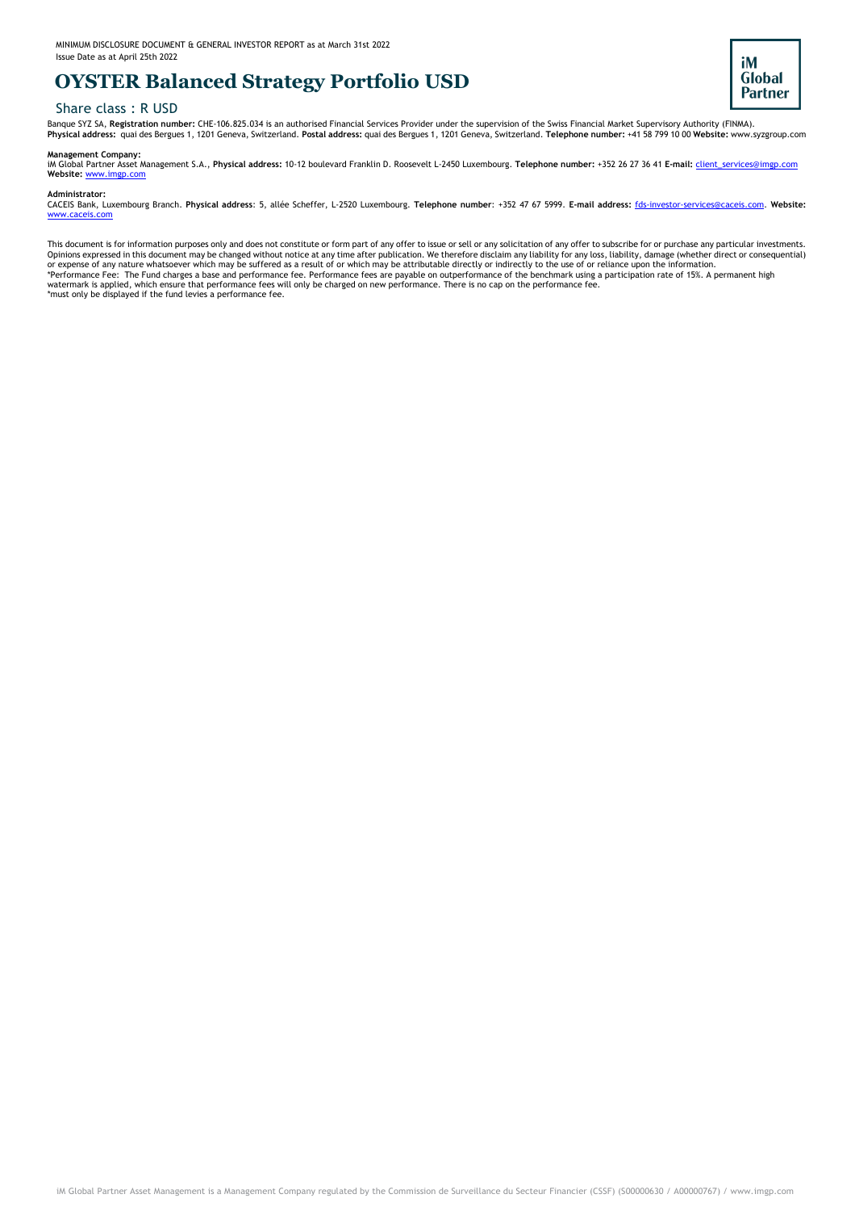MINIMUM DISCLOSURE DOCUMENT & GENERAL INVESTOR REPORT as at March 31st 2022
Issue Date as at April 25th 2022

# OYSTER Balanced Strategy Portfolio USD

## Share class : R USD

Banque SYZ SA, **Registration number:** CHE-106.825.034 is an authorised Financial Services Provider under the supervision of the Swiss Financial Market Supervisory Authority (FINMA).
**Physical address:** quai des Bergues 1, 1201 Geneva, Switzerland. **Postal address:** quai des Bergues 1, 1201 Geneva, Switzerland. **Telephone number:** +41 58 799 10 00 **Website:** www.syzgroup.com

**Management Company:**
iM Global Partner Asset Management S.A., **Physical address:** 10-12 boulevard Franklin D. Roosevelt L-2450 Luxembourg. **Telephone number:** +352 26 27 36 41 **E-mail:** client_services@imgp.com
**Website:** www.imgp.com

**Administrator:**
CACEIS Bank, Luxembourg Branch. **Physical address**: 5, allée Scheffer, L-2520 Luxembourg. **Telephone number**: +352 47 67 5999. **E-mail address:** fds-investor-services@caceis.com. **Website:** www.caceis.com

This document is for information purposes only and does not constitute or form part of any offer to issue or sell or any solicitation of any offer to subscribe for or purchase any particular investments. Opinions expressed in this document may be changed without notice at any time after publication. We therefore disclaim any liability for any loss, liability, damage (whether direct or consequential) or expense of any nature whatsoever which may be suffered as a result of or which may be attributable directly or indirectly to the use of or reliance upon the information.
*Performance Fee: The Fund charges a base and performance fee. Performance fees are payable on outperformance of the benchmark using a participation rate of 15%. A permanent high watermark is applied, which ensure that performance fees will only be charged on new performance. There is no cap on the performance fee.
*must only be displayed if the fund levies a performance fee.

iM Global Partner Asset Management is a Management Company regulated by the Commission de Surveillance du Secteur Financier (CSSF) (S00000630 / A00000767) / www.imgp.com